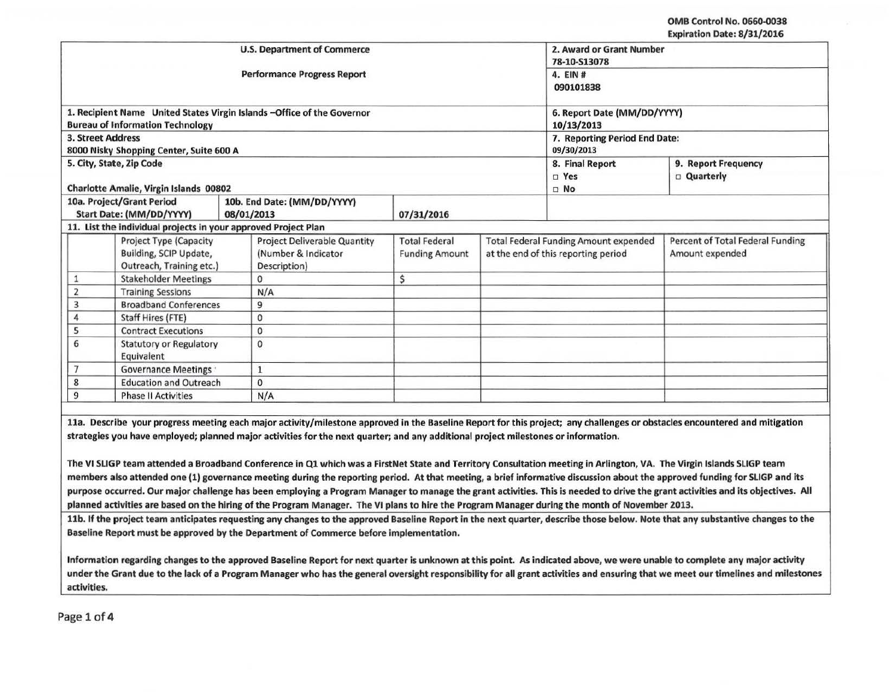OMB Control No. 0660-0038
Expiration Date: 8/31/2016

| U.S. Department of Commerce | 2. Award or Grant Number |
|---|---|
| | 78-10-S13078 |
| Performance Progress Report | 4. EIN # |
| | 090101838 |

| | |
|---|---|
| 1. Recipient Name United States Virgin Islands –Office of the Governor Bureau of Information Technology | 6. Report Date (MM/DD/YYYY) 10/13/2013 |
| 3. Street Address 8000 Nisky Shopping Center, Suite 600 A | 7. Reporting Period End Date: 09/30/2013 |
| 5. City, State, Zip Code Charlotte Amalie, Virgin Islands 00802 | 8. Final Report □ Yes □ No |
| | 9. Report Frequency □ Quarterly |
| 10a. Project/Grant Period Start Date: (MM/DD/YYYY) 08/01/2013 | 10b. End Date: (MM/DD/YYYY) 07/31/2016 |

11. List the individual projects in your approved Project Plan

| | Project Type (Capacity Building, SCIP Update, Outreach, Training etc.) | Project Deliverable Quantity (Number & Indicator Description) | Total Federal Funding Amount | Total Federal Funding Amount expended at the end of this reporting period | Percent of Total Federal Funding Amount expended |
|---|---|---|---|---|---|
| 1 | Stakeholder Meetings | 0 | $ | | |
| 2 | Training Sessions | N/A | | | |
| 3 | Broadband Conferences | 9 | | | |
| 4 | Staff Hires (FTE) | 0 | | | |
| 5 | Contract Executions | 0 | | | |
| 6 | Statutory or Regulatory Equivalent | 0 | | | |
| 7 | Governance Meetings | 1 | | | |
| 8 | Education and Outreach | 0 | | | |
| 9 | Phase II Activities | N/A | | | |

**11a. Describe your progress meeting each major activity/milestone approved in the Baseline Report for this project; any challenges or obstacles encountered and mitigation strategies you have employed; planned major activities for the next quarter; and any additional project milestones or information.**

The VI SLIGP team attended a Broadband Conference in Q1 which was a FirstNet State and Territory Consultation meeting in Arlington, VA. The Virgin Islands SLIGP team members also attended one (1) governance meeting during the reporting period. At that meeting, a brief informative discussion about the approved funding for SLIGP and its purpose occurred. Our major challenge has been employing a Program Manager to manage the grant activities. This is needed to drive the grant activities and its objectives. All planned activities are based on the hiring of the Program Manager. The VI plans to hire the Program Manager during the month of November 2013.

**11b. If the project team anticipates requesting any changes to the approved Baseline Report in the next quarter, describe those below. Note that any substantive changes to the Baseline Report must be approved by the Department of Commerce before implementation.**

Information regarding changes to the approved Baseline Report for next quarter is unknown at this point. As indicated above, we were unable to complete any major activity under the Grant due to the lack of a Program Manager who has the general oversight responsibility for all grant activities and ensuring that we meet our timelines and milestones activities.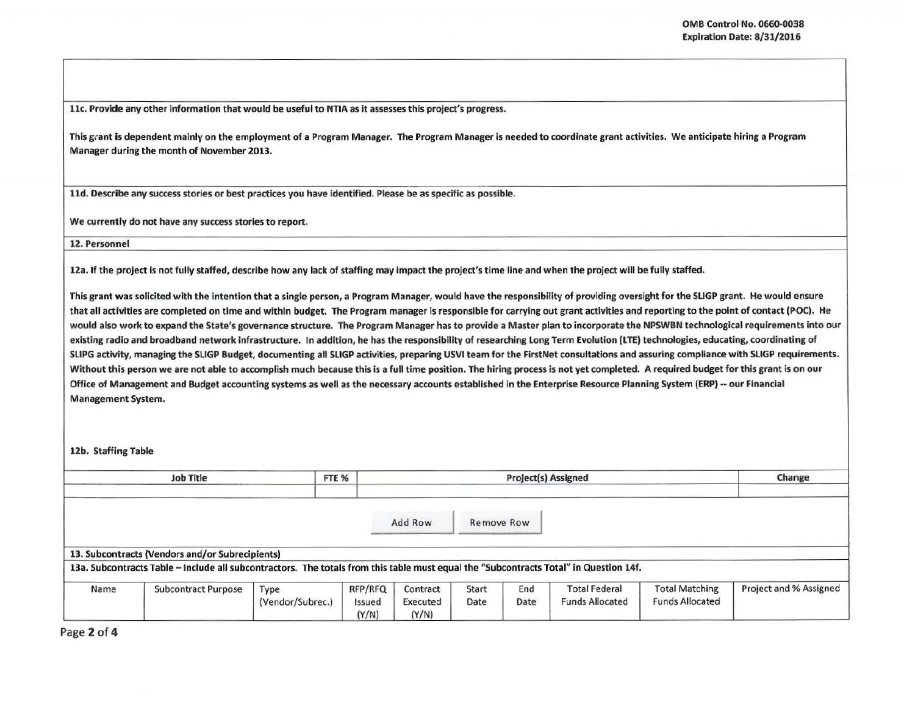OMB Control No. 0660-0038
Expiration Date: 8/31/2016

**11c. Provide any other information that would be useful to NTIA as it assesses this project's progress.**

This grant is dependent mainly on the employment of a Program Manager. The Program Manager is needed to coordinate grant activities. We anticipate hiring a Program Manager during the month of November 2013.

**11d. Describe any success stories or best practices you have identified. Please be as specific as possible.**

We currently do not have any success stories to report.

## 12. Personnel

**12a. If the project is not fully staffed, describe how any lack of staffing may impact the project's time line and when the project will be fully staffed.**

This grant was solicited with the intention that a single person, a Program Manager, would have the responsibility of providing oversight for the SLIGP grant. He would ensure that all activities are completed on time and within budget. The Program manager is responsible for carrying out grant activities and reporting to the point of contact (POC). He would also work to expand the State's governance structure. The Program Manager has to provide a Master plan to incorporate the NPSWBN technological requirements into our existing radio and broadband network infrastructure. In addition, he has the responsibility of researching Long Term Evolution (LTE) technologies, educating, coordinating of SLIPG activity, managing the SLIGP Budget, documenting all SLIGP activities, preparing USVI team for the FirstNet consultations and assuring compliance with SLIGP requirements. Without this person we are not able to accomplish much because this is a full time position. The hiring process is not yet completed. A required budget for this grant is on our Office of Management and Budget accounting systems as well as the necessary accounts established in the Enterprise Resource Planning System (ERP) -- our Financial Management System.

**12b. Staffing Table**

| Job Title | FTE % | Project(s) Assigned | Change |
|---|---|---|---|
| | | | |

## 13. Subcontracts (Vendors and/or Subrecipients)

**13a. Subcontracts Table – Include all subcontractors. The totals from this table must equal the "Subcontracts Total" in Question 14f.**

| Name | Subcontract Purpose | Type (Vendor/Subrec.) | RFP/RFQ Issued (Y/N) | Contract Executed (Y/N) | Start Date | End Date | Total Federal Funds Allocated | Total Matching Funds Allocated | Project and % Assigned |
|---|---|---|---|---|---|---|---|---|---|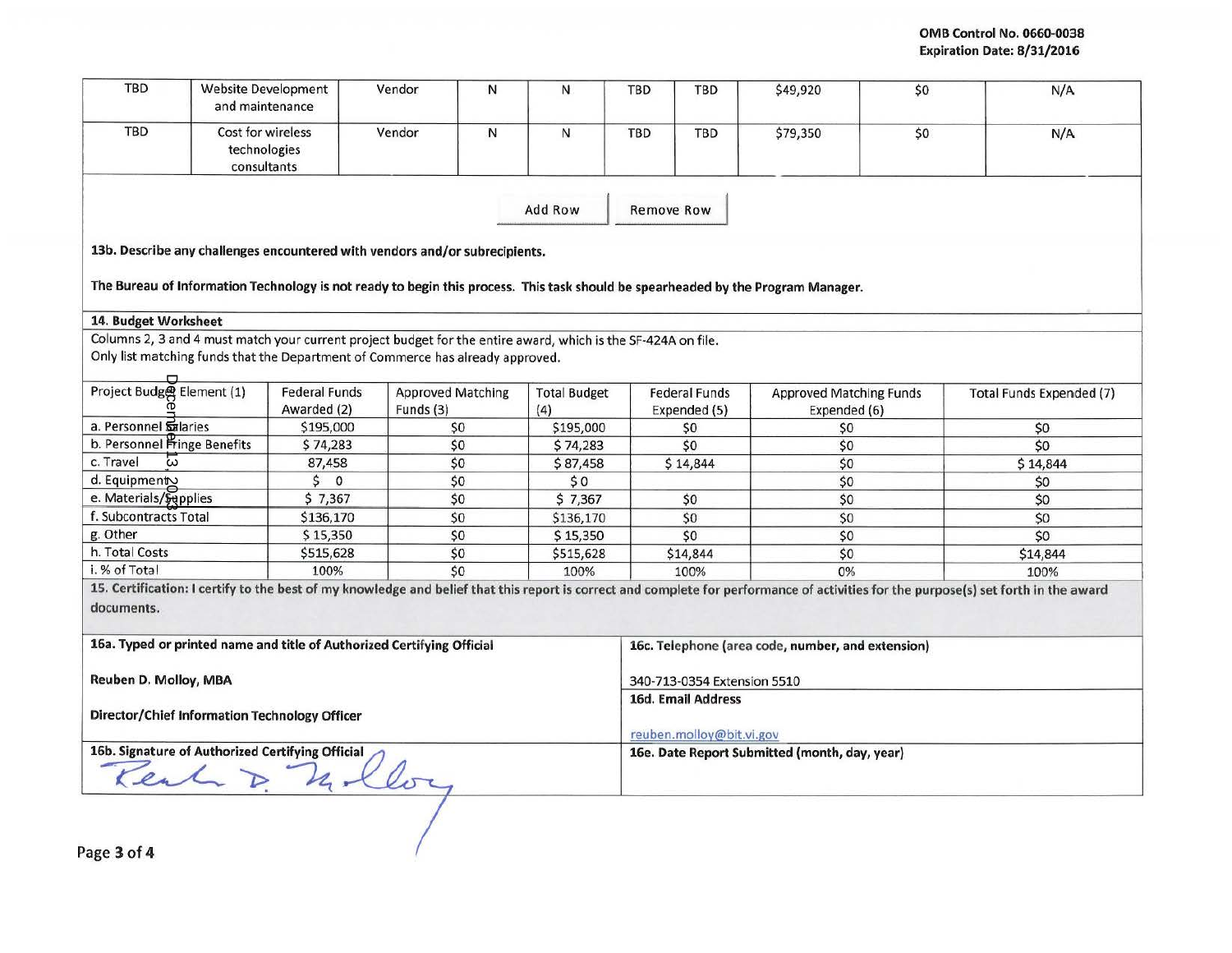OMB Control No. 0660-0038
Expiration Date: 8/31/2016

| TBD | Website Development and maintenance | Vendor | N | N | TBD | TBD | $49,920 | $0 | N/A |
|---|---|---|---|---|---|---|---|---|---|
| TBD | Cost for wireless technologies consultants | Vendor | N | N | TBD | TBD | $79,350 | $0 | N/A |

Add Row | Remove Row

**13b. Describe any challenges encountered with vendors and/or subrecipients.**

**The Bureau of Information Technology is not ready to begin this process. This task should be spearheaded by the Program Manager.**

**14. Budget Worksheet**

Columns 2, 3 and 4 must match your current project budget for the entire award, which is the SF-424A on file.
Only list matching funds that the Department of Commerce has already approved.

| Project Budget Element (1) | Federal Funds Awarded (2) | Approved Matching Funds (3) | Total Budget (4) | Federal Funds Expended (5) | Approved Matching Funds Expended (6) | Total Funds Expended (7) |
|---|---|---|---|---|---|---|
| a. Personnel Salaries | $195,000 | $0 | $195,000 | $0 | $0 | $0 |
| b. Personnel Fringe Benefits | $ 74,283 | $0 | $ 74,283 | $0 | $0 | $0 |
| c. Travel | 87,458 | $0 | $ 87,458 | $ 14,844 | $0 | $ 14,844 |
| d. Equipment | $ 0 | $0 | $ 0 | | $0 | $0 |
| e. Materials/Supplies | $ 7,367 | $0 | $ 7,367 | $0 | $0 | $0 |
| f. Subcontracts Total | $136,170 | $0 | $136,170 | $0 | $0 | $0 |
| g. Other | $ 15,350 | $0 | $ 15,350 | $0 | $0 | $0 |
| h. Total Costs | $515,628 | $0 | $515,628 | $14,844 | $0 | $14,844 |
| i. % of Total | 100% | $0 | 100% | 100% | 0% | 100% |

**15. Certification: I certify to the best of my knowledge and belief that this report is correct and complete for performance of activities for the purpose(s) set forth in the award documents.**

**16a. Typed or printed name and title of Authorized Certifying Official**

**Reuben D. Molloy, MBA**

**Director/Chief Information Technology Officer**

**16b. Signature of Authorized Certifying Official**

Reuben D. Molloy

**16c. Telephone (area code, number, and extension)**

340-713-0354 Extension 5510

**16d. Email Address**

reuben.molloy@bit.vi.gov

**16e. Date Report Submitted (month, day, year)**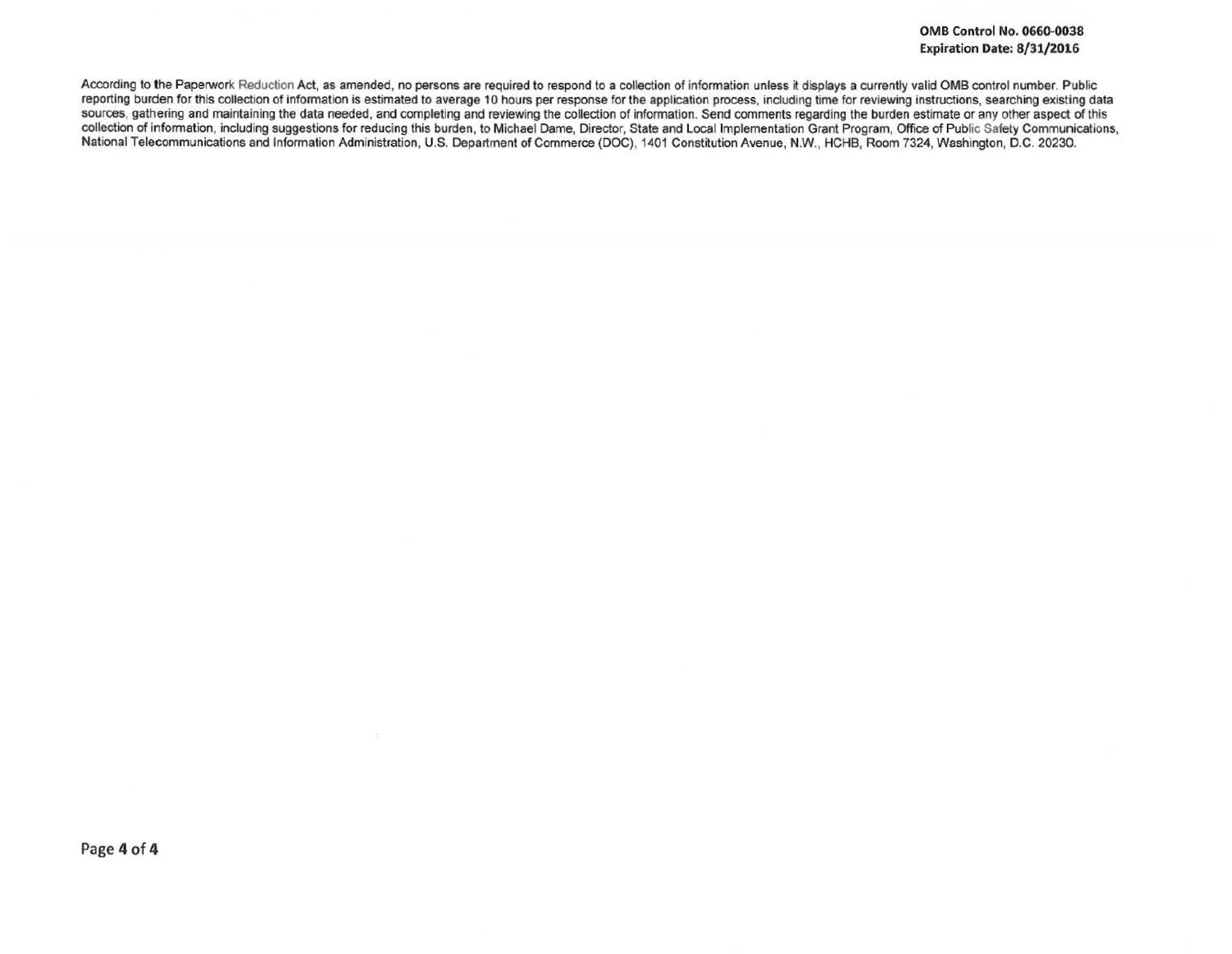**OMB Control No. 0660-0038**
**Expiration Date: 8/31/2016**

According to the Paperwork Reduction Act, as amended, no persons are required to respond to a collection of information unless it displays a currently valid OMB control number. Public reporting burden for this collection of information is estimated to average 10 hours per response for the application process, including time for reviewing instructions, searching existing data sources, gathering and maintaining the data needed, and completing and reviewing the collection of information. Send comments regarding the burden estimate or any other aspect of this collection of information, including suggestions for reducing this burden, to Michael Dame, Director, State and Local Implementation Grant Program, Office of Public Safety Communications, National Telecommunications and Information Administration, U.S. Department of Commerce (DOC), 1401 Constitution Avenue, N.W., HCHB, Room 7324, Washington, D.C. 20230.